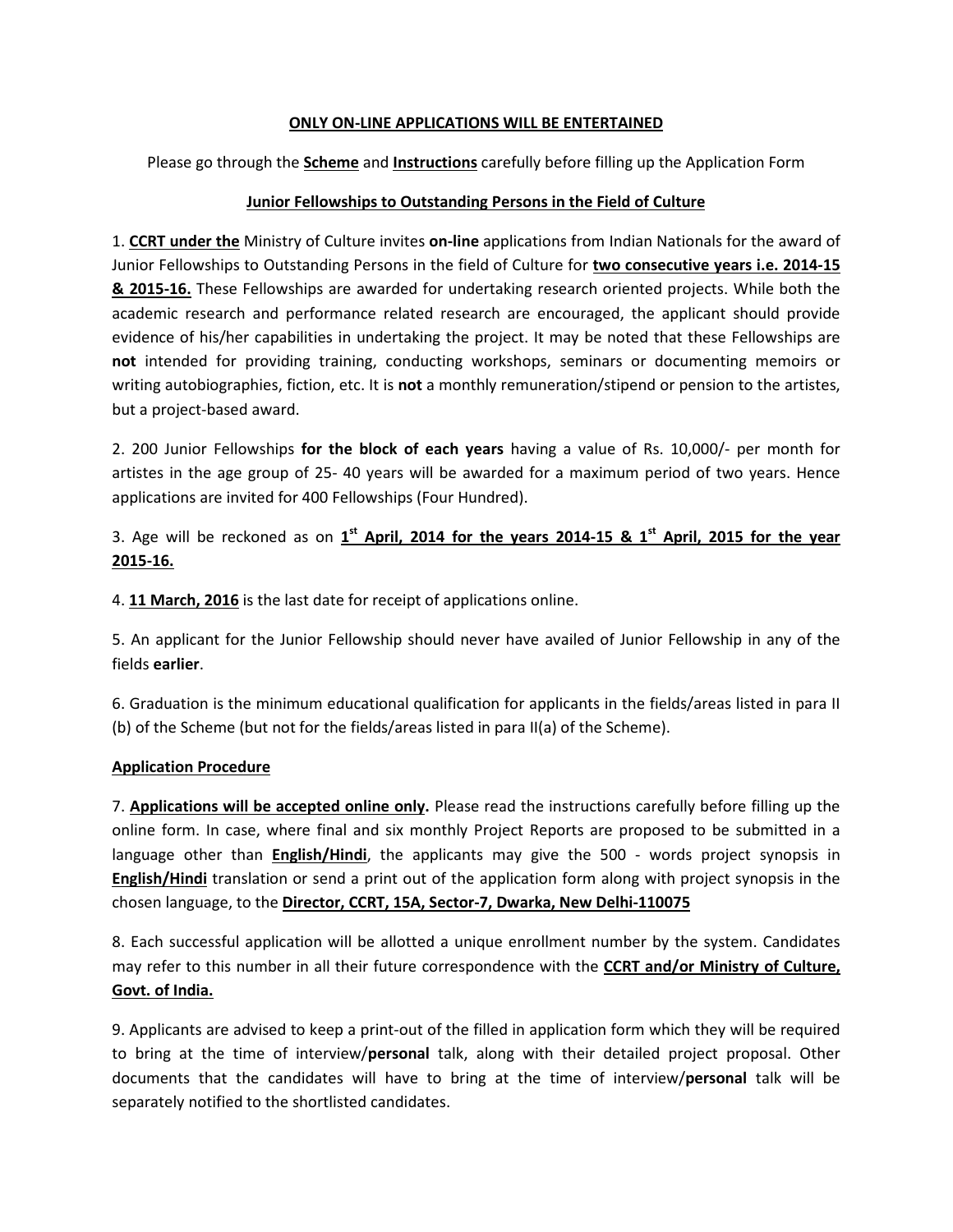**ONLY ON-LINE APPLICATIONS WILL BE ENTERTAINED**

Please go through the **Scheme** and **Instructions** carefully before filling up the Application Form

**Junior Fellowships to Outstanding Persons in the Field of Culture**

1. **CCRT under the** Ministry of Culture invites **on-line** applications from Indian Nationals for the award of Junior Fellowships to Outstanding Persons in the field of Culture for **two consecutive years i.e. 2014-15 & 2015-16.** These Fellowships are awarded for undertaking research oriented projects. While both the academic research and performance related research are encouraged, the applicant should provide evidence of his/her capabilities in undertaking the project. It may be noted that these Fellowships are **not** intended for providing training, conducting workshops, seminars or documenting memoirs or writing autobiographies, fiction, etc. It is **not** a monthly remuneration/stipend or pension to the artistes, but a project-based award.

2. 200 Junior Fellowships **for the block of each years** having a value of Rs. 10,000/- per month for artistes in the age group of 25- 40 years will be awarded for a maximum period of two years. Hence applications are invited for 400 Fellowships (Four Hundred).

3. Age will be reckoned as on **1st April, 2014 for the years 2014-15 & 1st April, 2015 for the year 2015-16.**

4. **11 March, 2016** is the last date for receipt of applications online.

5. An applicant for the Junior Fellowship should never have availed of Junior Fellowship in any of the fields **earlier**.

6. Graduation is the minimum educational qualification for applicants in the fields/areas listed in para II (b) of the Scheme (but not for the fields/areas listed in para II(a) of the Scheme).

**Application Procedure**

7. **Applications will be accepted online only.** Please read the instructions carefully before filling up the online form. In case, where final and six monthly Project Reports are proposed to be submitted in a language other than **English/Hindi**, the applicants may give the 500 - words project synopsis in **English/Hindi** translation or send a print out of the application form along with project synopsis in the chosen language, to the **Director, CCRT, 15A, Sector-7, Dwarka, New Delhi-110075**

8. Each successful application will be allotted a unique enrollment number by the system. Candidates may refer to this number in all their future correspondence with the **CCRT and/or Ministry of Culture, Govt. of India.**

9. Applicants are advised to keep a print-out of the filled in application form which they will be required to bring at the time of interview/**personal** talk, along with their detailed project proposal. Other documents that the candidates will have to bring at the time of interview/**personal** talk will be separately notified to the shortlisted candidates.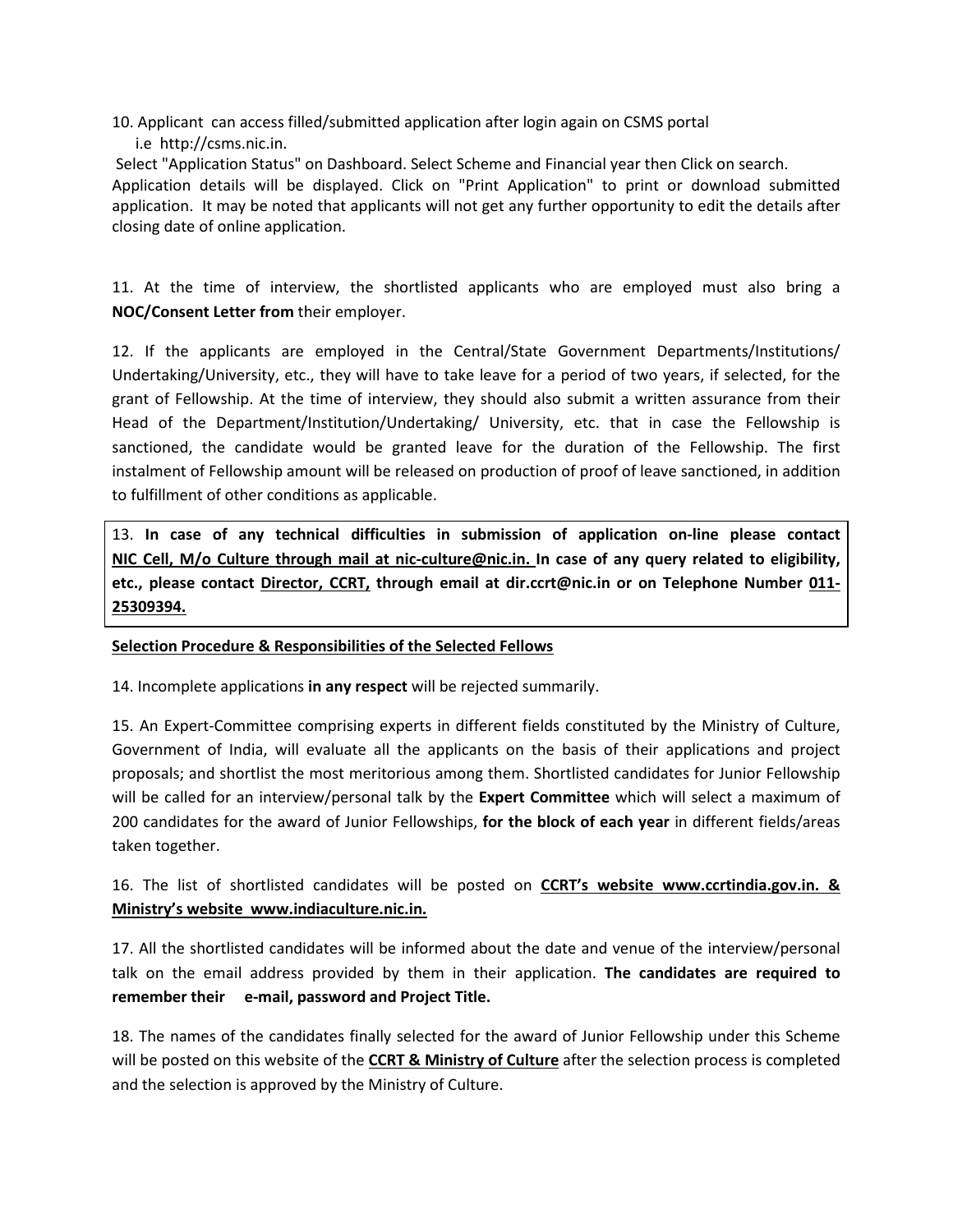10. Applicant can access filled/submitted application after login again on CSMS portal i.e http://csms.nic.in.

Select "Application Status" on Dashboard. Select Scheme and Financial year then Click on search. Application details will be displayed. Click on "Print Application" to print or download submitted application. It may be noted that applicants will not get any further opportunity to edit the details after closing date of online application.

11. At the time of interview, the shortlisted applicants who are employed must also bring a **NOC/Consent Letter from** their employer.

12. If the applicants are employed in the Central/State Government Departments/Institutions/ Undertaking/University, etc., they will have to take leave for a period of two years, if selected, for the grant of Fellowship. At the time of interview, they should also submit a written assurance from their Head of the Department/Institution/Undertaking/ University, etc. that in case the Fellowship is sanctioned, the candidate would be granted leave for the duration of the Fellowship. The first instalment of Fellowship amount will be released on production of proof of leave sanctioned, in addition to fulfillment of other conditions as applicable.

13. **In case of any technical difficulties in submission of application on-line please contact NIC Cell, M/o Culture through mail at nic-culture@nic.in. In case of any query related to eligibility, etc., please contact Director, CCRT, through email at dir.ccrt@nic.in or on Telephone Number 011-25309394.**

**Selection Procedure & Responsibilities of the Selected Fellows**

14. Incomplete applications **in any respect** will be rejected summarily.

15. An Expert-Committee comprising experts in different fields constituted by the Ministry of Culture, Government of India, will evaluate all the applicants on the basis of their applications and project proposals; and shortlist the most meritorious among them. Shortlisted candidates for Junior Fellowship will be called for an interview/personal talk by the **Expert Committee** which will select a maximum of 200 candidates for the award of Junior Fellowships, **for the block of each year** in different fields/areas taken together.

16. The list of shortlisted candidates will be posted on **CCRT's website www.ccrtindia.gov.in. & Ministry's website www.indiaculture.nic.in.**

17. All the shortlisted candidates will be informed about the date and venue of the interview/personal talk on the email address provided by them in their application. **The candidates are required to remember their e-mail, password and Project Title.**

18. The names of the candidates finally selected for the award of Junior Fellowship under this Scheme will be posted on this website of the **CCRT & Ministry of Culture** after the selection process is completed and the selection is approved by the Ministry of Culture.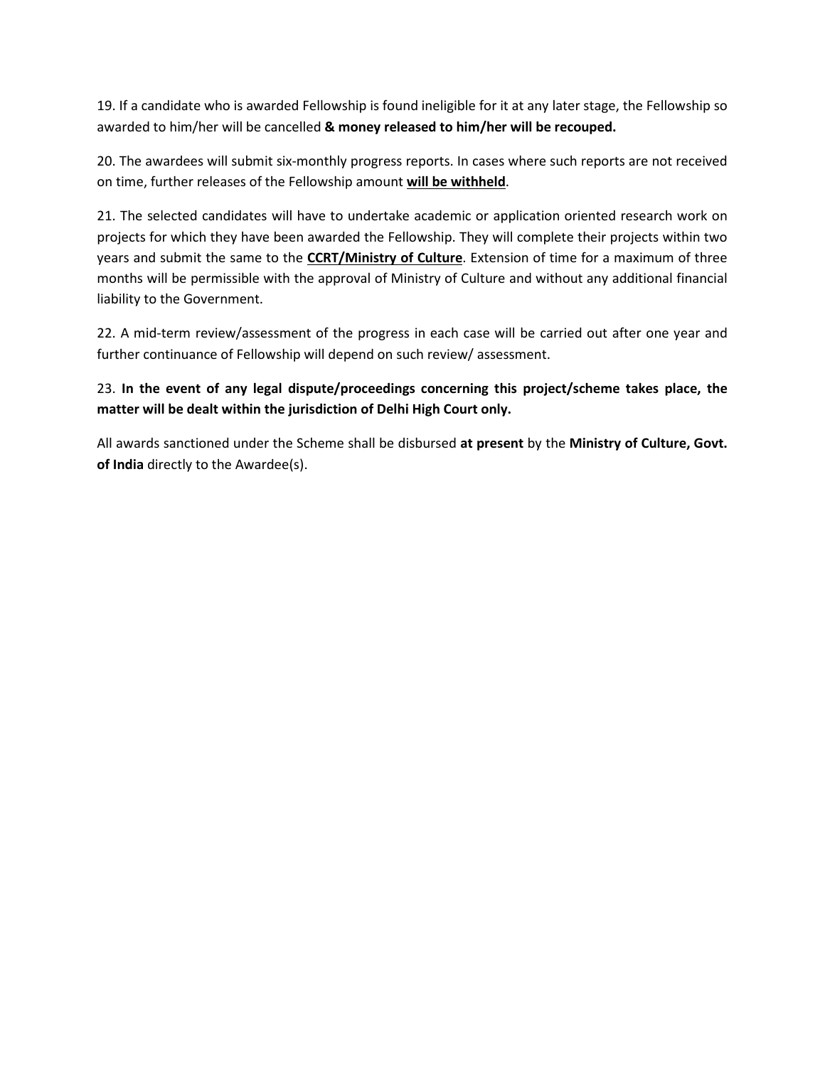19. If a candidate who is awarded Fellowship is found ineligible for it at any later stage, the Fellowship so awarded to him/her will be cancelled **& money released to him/her will be recouped.**

20. The awardees will submit six-monthly progress reports. In cases where such reports are not received on time, further releases of the Fellowship amount <u>**will be withheld**</u>.

21. The selected candidates will have to undertake academic or application oriented research work on projects for which they have been awarded the Fellowship. They will complete their projects within two years and submit the same to the <u>**CCRT/Ministry of Culture**</u>. Extension of time for a maximum of three months will be permissible with the approval of Ministry of Culture and without any additional financial liability to the Government.

22. A mid-term review/assessment of the progress in each case will be carried out after one year and further continuance of Fellowship will depend on such review/ assessment.

23. **In the event of any legal dispute/proceedings concerning this project/scheme takes place, the matter will be dealt within the jurisdiction of Delhi High Court only.**

All awards sanctioned under the Scheme shall be disbursed **at present** by the **Ministry of Culture, Govt. of India** directly to the Awardee(s).